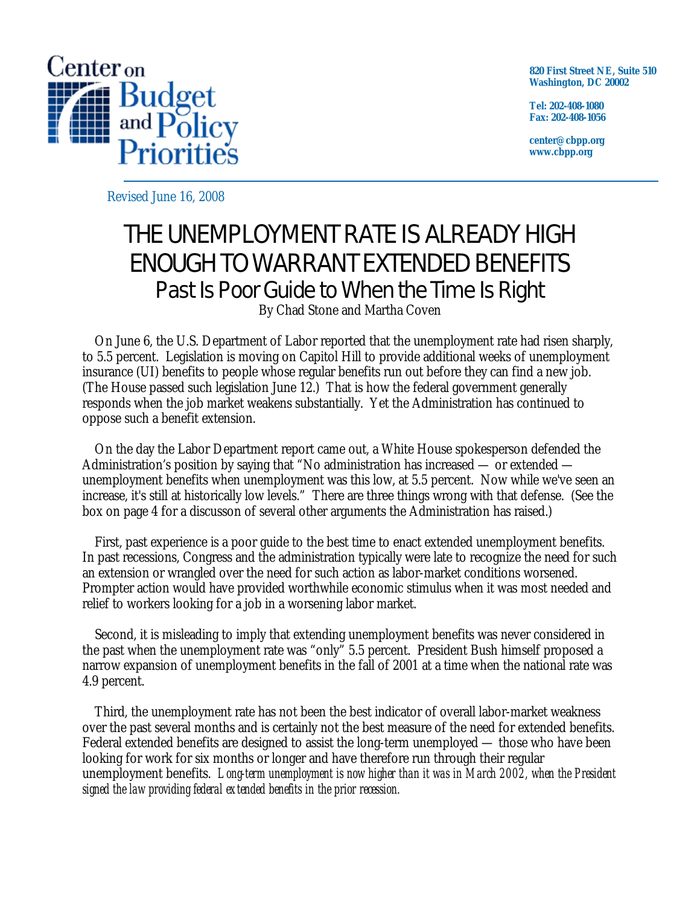Center on Budget and Policy Priorities

820 First Street NE, Suite 510
Washington, DC 20002

Tel: 202-408-1080
Fax: 202-408-1056

center@cbpp.org
www.cbpp.org

Revised June 16, 2008

# THE UNEMPLOYMENT RATE IS ALREADY HIGH ENOUGH TO WARRANT EXTENDED BENEFITS

## Past Is Poor Guide to When the Time Is Right

By Chad Stone and Martha Coven

On June 6, the U.S. Department of Labor reported that the unemployment rate had risen sharply, to 5.5 percent. Legislation is moving on Capitol Hill to provide additional weeks of unemployment insurance (UI) benefits to people whose regular benefits run out before they can find a new job. (The House passed such legislation June 12.) That is how the federal government generally responds when the job market weakens substantially. Yet the Administration has continued to oppose such a benefit extension.

On the day the Labor Department report came out, a White House spokesperson defended the Administration's position by saying that "No administration has increased — or extended — unemployment benefits when unemployment was this low, at 5.5 percent. Now while we've seen an increase, it's still at historically low levels." There are three things wrong with that defense. (See the box on page 4 for a discusson of several other arguments the Administration has raised.)

First, past experience is a poor guide to the best time to enact extended unemployment benefits. In past recessions, Congress and the administration typically were late to recognize the need for such an extension or wrangled over the need for such action as labor-market conditions worsened. Prompter action would have provided worthwhile economic stimulus when it was most needed and relief to workers looking for a job in a worsening labor market.

Second, it is misleading to imply that extending unemployment benefits was never considered in the past when the unemployment rate was "only" 5.5 percent. President Bush himself proposed a narrow expansion of unemployment benefits in the fall of 2001 at a time when the national rate was 4.9 percent.

Third, the unemployment rate has not been the best indicator of overall labor-market weakness over the past several months and is certainly not the best measure of the need for extended benefits. Federal extended benefits are designed to assist the long-term unemployed — those who have been looking for work for six months or longer and have therefore run through their regular unemployment benefits. *Long-term unemployment is now higher than it was in March 2002, when the President signed the law providing federal extended benefits in the prior recession.*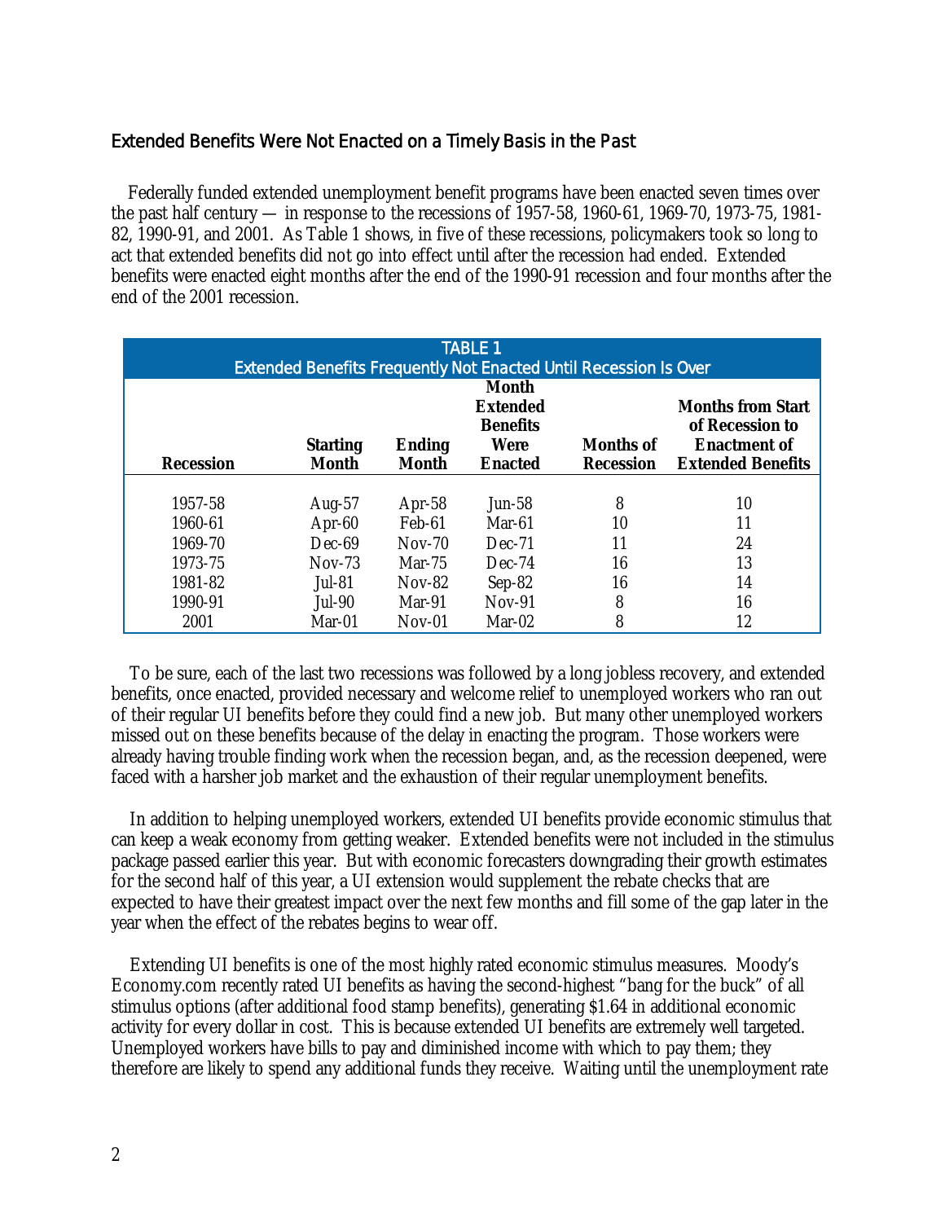## Extended Benefits Were Not Enacted on a Timely Basis in the Past

Federally funded extended unemployment benefit programs have been enacted seven times over the past half century — in response to the recessions of 1957-58, 1960-61, 1969-70, 1973-75, 1981-82, 1990-91, and 2001. As Table 1 shows, in five of these recessions, policymakers took so long to act that extended benefits did not go into effect until after the recession had ended. Extended benefits were enacted eight months after the end of the 1990-91 recession and four months after the end of the 2001 recession.

**TABLE 1**
**Extended Benefits Frequently Not Enacted Until Recession Is Over**

| Recession | Starting Month | Ending Month | Month Extended Benefits Were Enacted | Months of Recession | Months from Start of Recession to Enactment of Extended Benefits |
|---|---|---|---|---|---|
| 1957-58 | Aug-57 | Apr-58 | Jun-58 | 8 | 10 |
| 1960-61 | Apr-60 | Feb-61 | Mar-61 | 10 | 11 |
| 1969-70 | Dec-69 | Nov-70 | Dec-71 | 11 | 24 |
| 1973-75 | Nov-73 | Mar-75 | Dec-74 | 16 | 13 |
| 1981-82 | Jul-81 | Nov-82 | Sep-82 | 16 | 14 |
| 1990-91 | Jul-90 | Mar-91 | Nov-91 | 8 | 16 |
| 2001 | Mar-01 | Nov-01 | Mar-02 | 8 | 12 |

To be sure, each of the last two recessions was followed by a long jobless recovery, and extended benefits, once enacted, provided necessary and welcome relief to unemployed workers who ran out of their regular UI benefits before they could find a new job. But many other unemployed workers missed out on these benefits because of the delay in enacting the program. Those workers were already having trouble finding work when the recession began, and, as the recession deepened, were faced with a harsher job market and the exhaustion of their regular unemployment benefits.

In addition to helping unemployed workers, extended UI benefits provide economic stimulus that can keep a weak economy from getting weaker. Extended benefits were not included in the stimulus package passed earlier this year. But with economic forecasters downgrading their growth estimates for the second half of this year, a UI extension would supplement the rebate checks that are expected to have their greatest impact over the next few months and fill some of the gap later in the year when the effect of the rebates begins to wear off.

Extending UI benefits is one of the most highly rated economic stimulus measures. Moody's Economy.com recently rated UI benefits as having the second-highest "bang for the buck" of all stimulus options (after additional food stamp benefits), generating $1.64 in additional economic activity for every dollar in cost. This is because extended UI benefits are extremely well targeted. Unemployed workers have bills to pay and diminished income with which to pay them; they therefore are likely to spend any additional funds they receive. Waiting until the unemployment rate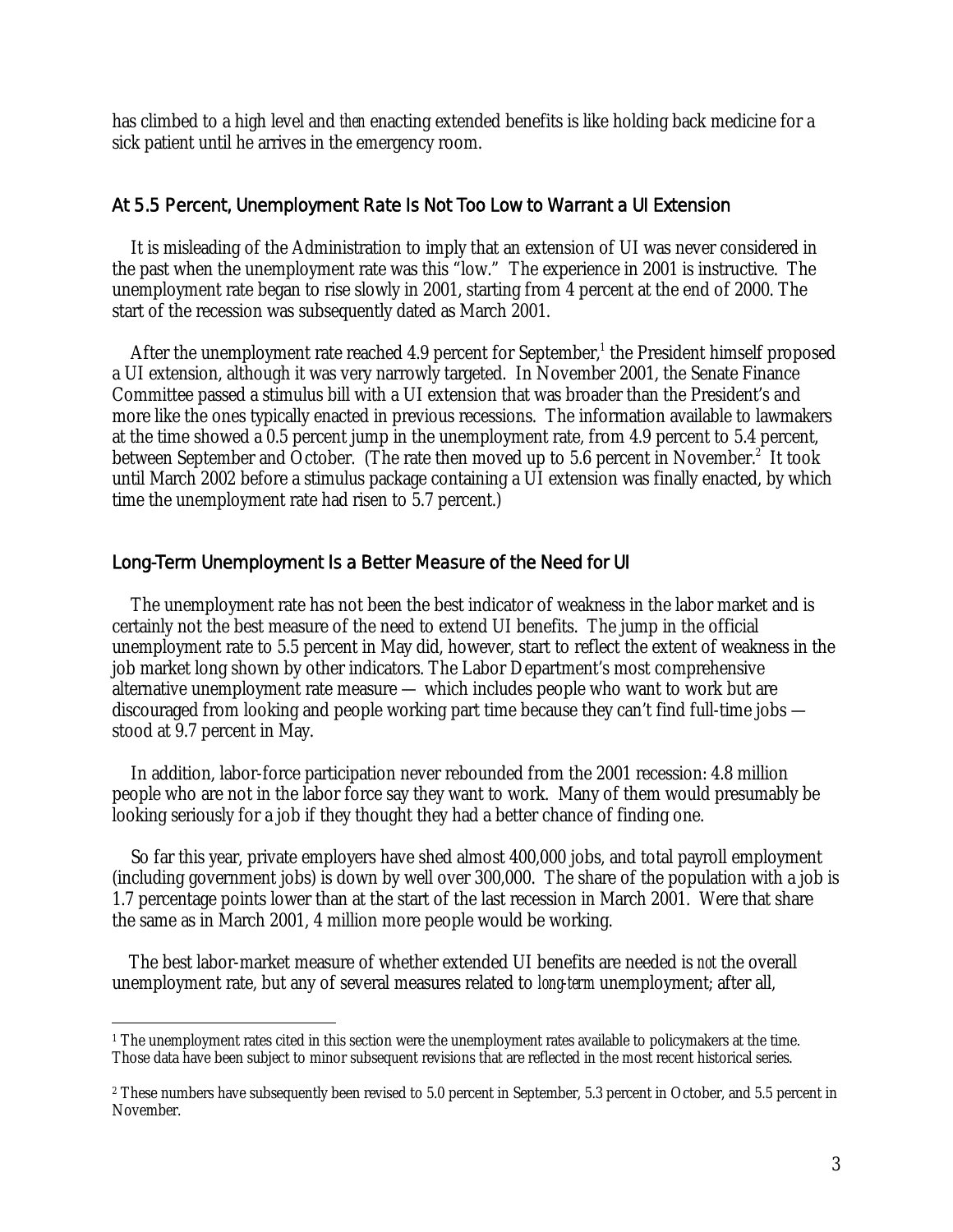has climbed to a high level and *then* enacting extended benefits is like holding back medicine for a sick patient until he arrives in the emergency room.

## At 5.5 Percent, Unemployment Rate Is Not Too Low to Warrant a UI Extension

It is misleading of the Administration to imply that an extension of UI was never considered in the past when the unemployment rate was this "low." The experience in 2001 is instructive. The unemployment rate began to rise slowly in 2001, starting from 4 percent at the end of 2000. The start of the recession was subsequently dated as March 2001.

After the unemployment rate reached 4.9 percent for September,[1] the President himself proposed a UI extension, although it was very narrowly targeted. In November 2001, the Senate Finance Committee passed a stimulus bill with a UI extension that was broader than the President's and more like the ones typically enacted in previous recessions. The information available to lawmakers at the time showed a 0.5 percent jump in the unemployment rate, from 4.9 percent to 5.4 percent, between September and October. (The rate then moved up to 5.6 percent in November.[2] It took until March 2002 before a stimulus package containing a UI extension was finally enacted, by which time the unemployment rate had risen to 5.7 percent.)

## Long-Term Unemployment Is a Better Measure of the Need for UI

The unemployment rate has not been the best indicator of weakness in the labor market and is certainly not the best measure of the need to extend UI benefits. The jump in the official unemployment rate to 5.5 percent in May did, however, start to reflect the extent of weakness in the job market long shown by other indicators. The Labor Department's most comprehensive alternative unemployment rate measure — which includes people who want to work but are discouraged from looking and people working part time because they can't find full-time jobs — stood at 9.7 percent in May.

In addition, labor-force participation never rebounded from the 2001 recession: 4.8 million people who are not in the labor force say they want to work. Many of them would presumably be looking seriously for a job if they thought they had a better chance of finding one.

So far this year, private employers have shed almost 400,000 jobs, and total payroll employment (including government jobs) is down by well over 300,000. The share of the population with a job is 1.7 percentage points lower than at the start of the last recession in March 2001. Were that share the same as in March 2001, 4 million more people would be working.

The best labor-market measure of whether extended UI benefits are needed is *not* the overall unemployment rate, but any of several measures related to *long-term* unemployment; after all,

---

[1] The unemployment rates cited in this section were the unemployment rates available to policymakers at the time. Those data have been subject to minor subsequent revisions that are reflected in the most recent historical series.

[2] These numbers have subsequently been revised to 5.0 percent in September, 5.3 percent in October, and 5.5 percent in November.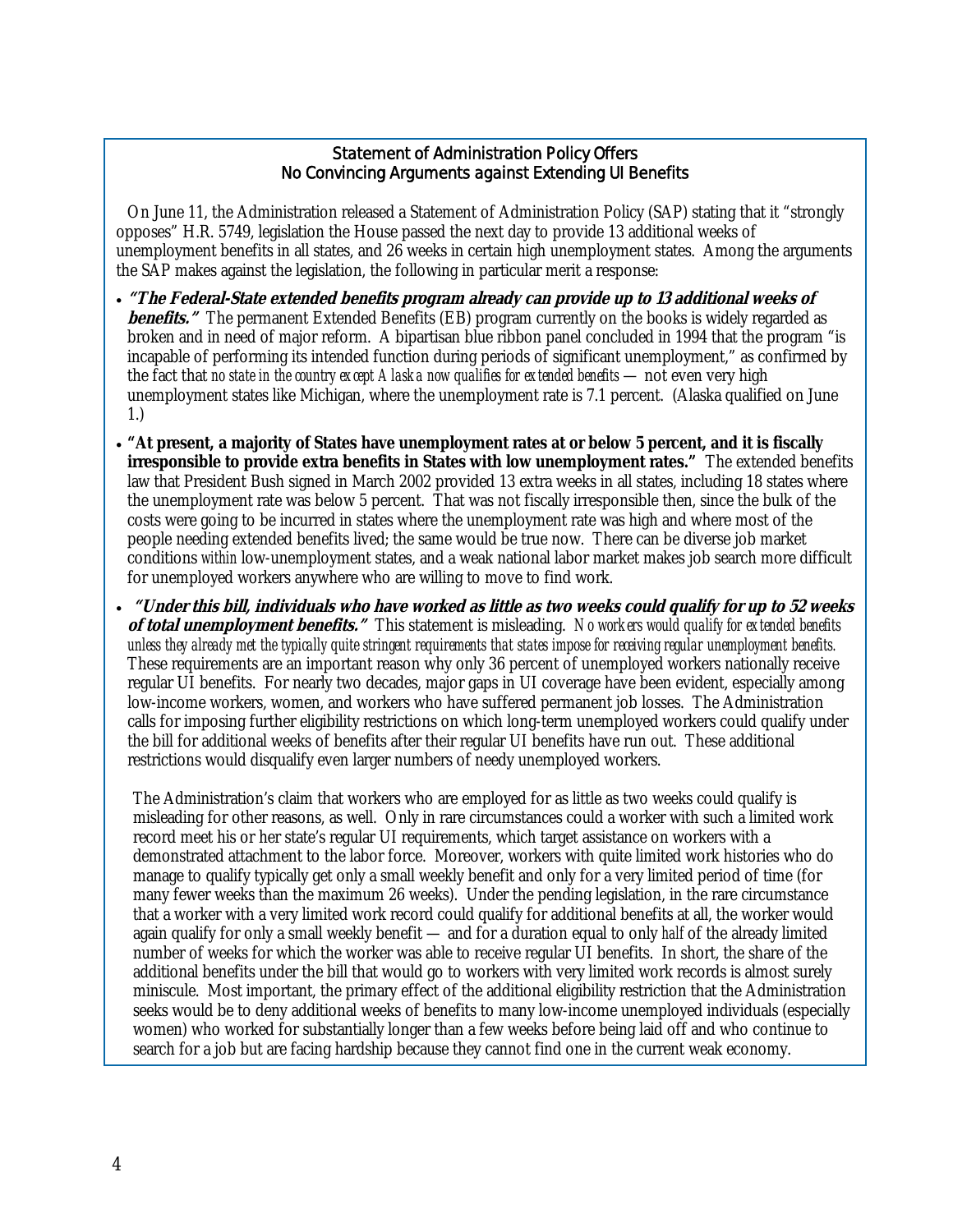## Statement of Administration Policy Offers No Convincing Arguments against Extending UI Benefits

On June 11, the Administration released a Statement of Administration Policy (SAP) stating that it "strongly opposes" H.R. 5749, legislation the House passed the next day to provide 13 additional weeks of unemployment benefits in all states, and 26 weeks in certain high unemployment states. Among the arguments the SAP makes against the legislation, the following in particular merit a response:

- ***"The Federal-State extended benefits program already can provide up to 13 additional weeks of benefits."*** The permanent Extended Benefits (EB) program currently on the books is widely regarded as broken and in need of major reform. A bipartisan blue ribbon panel concluded in 1994 that the program "is incapable of performing its intended function during periods of significant unemployment," as confirmed by the fact that *no state in the country except Alaska now qualifies for extended benefits* — not even very high unemployment states like Michigan, where the unemployment rate is 7.1 percent. (Alaska qualified on June 1.)
- **"At present, a majority of States have unemployment rates at or below 5 percent, and it is fiscally irresponsible to provide extra benefits in States with low unemployment rates."** The extended benefits law that President Bush signed in March 2002 provided 13 extra weeks in all states, including 18 states where the unemployment rate was below 5 percent. That was not fiscally irresponsible then, since the bulk of the costs were going to be incurred in states where the unemployment rate was high and where most of the people needing extended benefits lived; the same would be true now. There can be diverse job market conditions *within* low-unemployment states, and a weak national labor market makes job search more difficult for unemployed workers anywhere who are willing to move to find work.
- ***"Under this bill, individuals who have worked as little as two weeks could qualify for up to 52 weeks of total unemployment benefits."*** This statement is misleading. *No workers would qualify for extended benefits unless they already met the typically quite stringent requirements that states impose for receiving regular unemployment benefits.* These requirements are an important reason why only 36 percent of unemployed workers nationally receive regular UI benefits. For nearly two decades, major gaps in UI coverage have been evident, especially among low-income workers, women, and workers who have suffered permanent job losses. The Administration calls for imposing further eligibility restrictions on which long-term unemployed workers could qualify under the bill for additional weeks of benefits after their regular UI benefits have run out. These additional restrictions would disqualify even larger numbers of needy unemployed workers.

  The Administration's claim that workers who are employed for as little as two weeks could qualify is misleading for other reasons, as well. Only in rare circumstances could a worker with such a limited work record meet his or her state's regular UI requirements, which target assistance on workers with a demonstrated attachment to the labor force. Moreover, workers with quite limited work histories who do manage to qualify typically get only a small weekly benefit and only for a very limited period of time (for many fewer weeks than the maximum 26 weeks). Under the pending legislation, in the rare circumstance that a worker with a very limited work record could qualify for additional benefits at all, the worker would again qualify for only a small weekly benefit — and for a duration equal to only *half* of the already limited number of weeks for which the worker was able to receive regular UI benefits. In short, the share of the additional benefits under the bill that would go to workers with very limited work records is almost surely miniscule. Most important, the primary effect of the additional eligibility restriction that the Administration seeks would be to deny additional weeks of benefits to many low-income unemployed individuals (especially women) who worked for substantially longer than a few weeks before being laid off and who continue to search for a job but are facing hardship because they cannot find one in the current weak economy.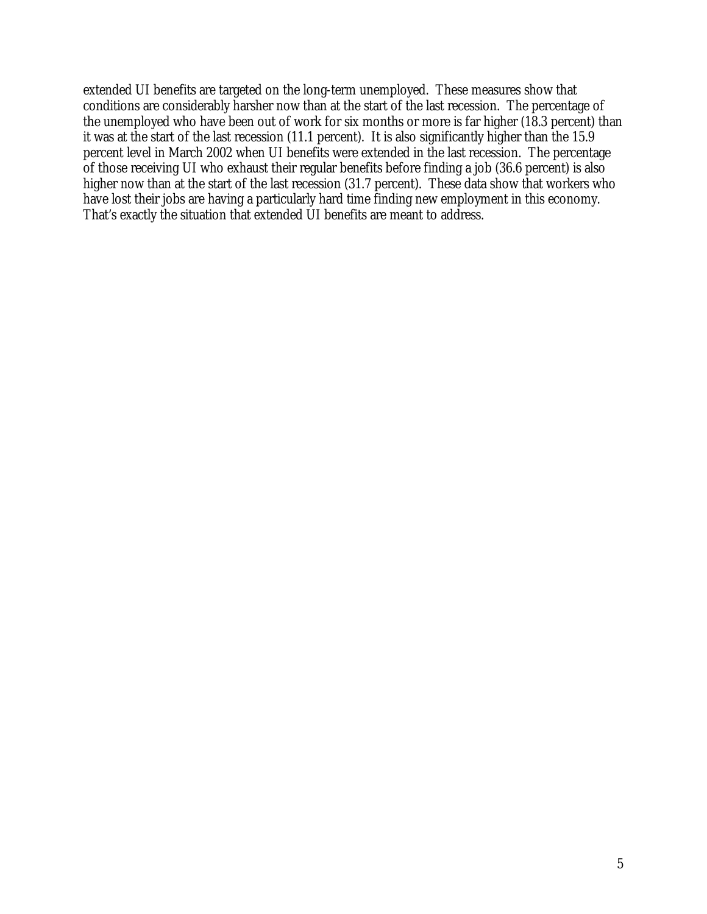extended UI benefits are targeted on the long-term unemployed. These measures show that conditions are considerably harsher now than at the start of the last recession. The percentage of the unemployed who have been out of work for six months or more is far higher (18.3 percent) than it was at the start of the last recession (11.1 percent). It is also significantly higher than the 15.9 percent level in March 2002 when UI benefits were extended in the last recession. The percentage of those receiving UI who exhaust their regular benefits before finding a job (36.6 percent) is also higher now than at the start of the last recession (31.7 percent). These data show that workers who have lost their jobs are having a particularly hard time finding new employment in this economy. That's exactly the situation that extended UI benefits are meant to address.